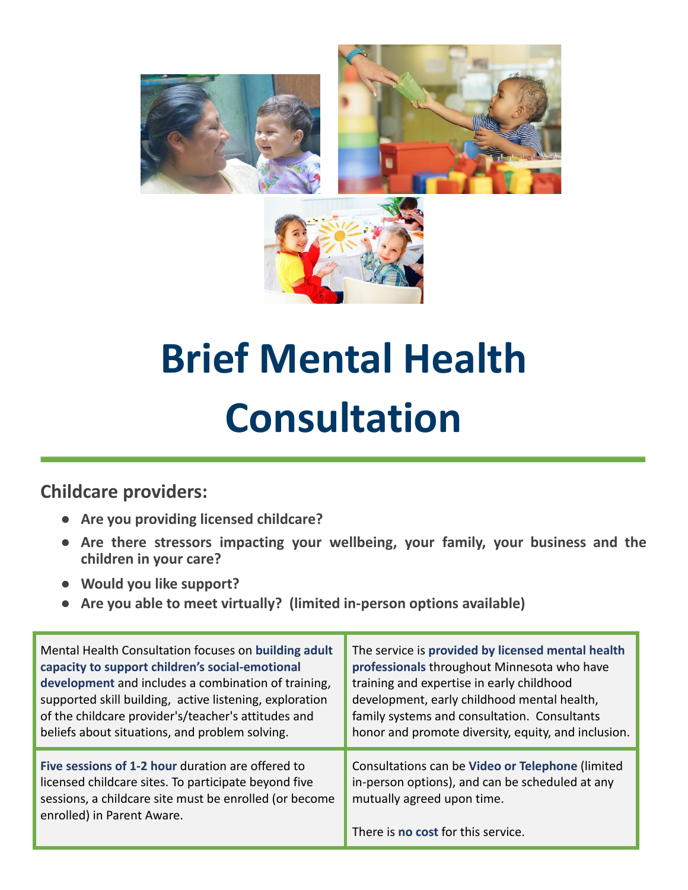# Brief Mental Health Consultation

## Childcare providers:

- **Are you providing licensed childcare?**
- **Are there stressors impacting your wellbeing, your family, your business and the children in your care?**
- **Would you like support?**
- **Are you able to meet virtually? (limited in-person options available)**

| | |
|---|---|
| Mental Health Consultation focuses on **building adult capacity to support children's social-emotional development** and includes a combination of training, supported skill building, active listening, exploration of the childcare provider's/teacher's attitudes and beliefs about situations, and problem solving. | The service is **provided by licensed mental health professionals** throughout Minnesota who have training and expertise in early childhood development, early childhood mental health, family systems and consultation. Consultants honor and promote diversity, equity, and inclusion. |
| **Five sessions of 1-2 hour** duration are offered to licensed childcare sites. To participate beyond five sessions, a childcare site must be enrolled (or become enrolled) in Parent Aware. | Consultations can be **Video or Telephone** (limited in-person options), and can be scheduled at any mutually agreed upon time. There is **no cost** for this service. |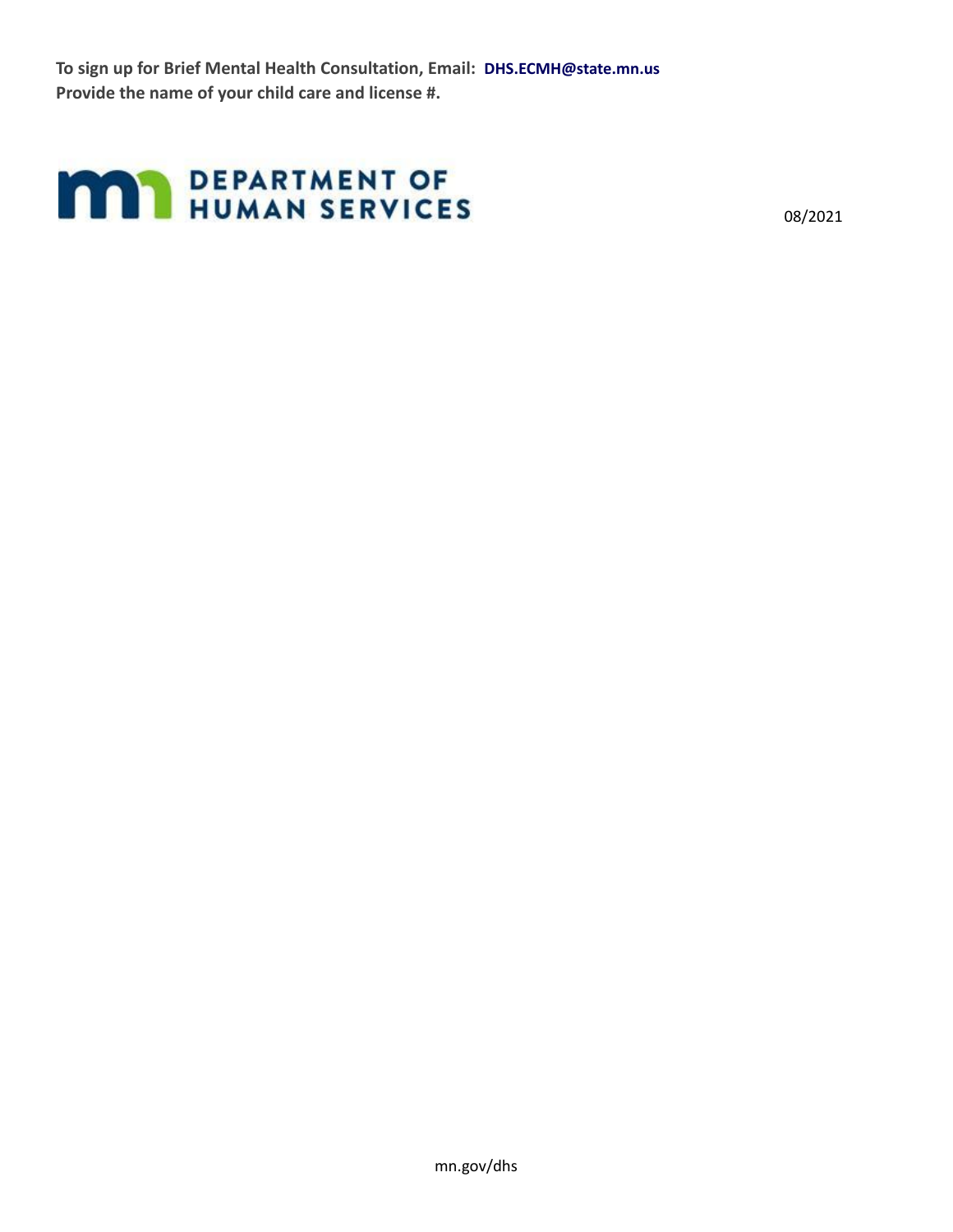**To sign up for Brief Mental Health Consultation, Email: DHS.ECMH@state.mn.us**
**Provide the name of your child care and license #.**

DEPARTMENT OF HUMAN SERVICES

08/2021

mn.gov/dhs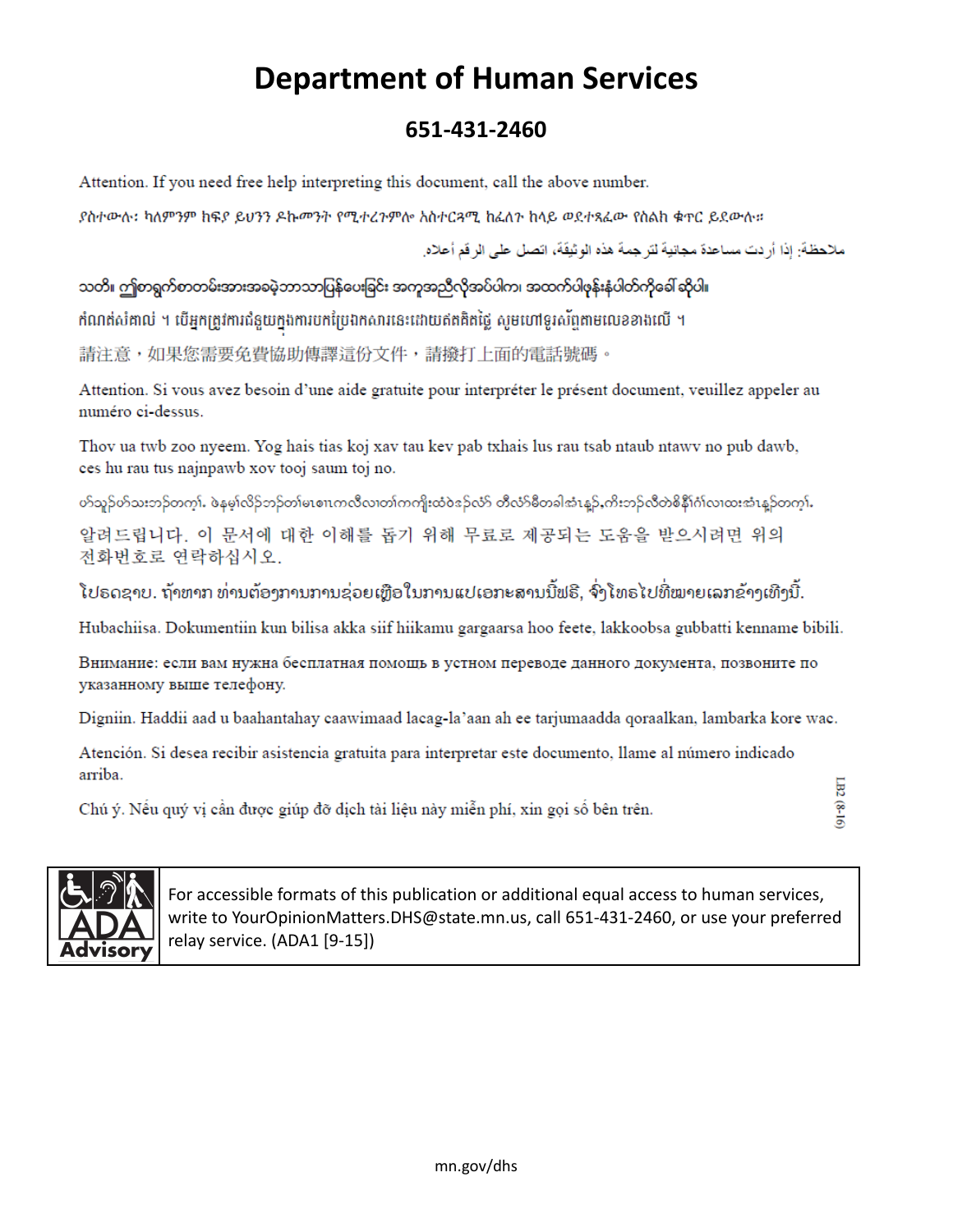# Department of Human Services

## 651-431-2460

Attention. If you need free help interpreting this document, call the above number.

ያስተውሉ፡ ካለምንም ክፍያ ይህንን ዶኩመንት የሚተረጉምሎ አስተርጓሚ ከፈለጉ ከላይ ወደተጻፈው የስልክ ቁጥር ይደውሉ።

ملاحظة: إذا أردت مساعدة مجانية لترجمة هذه الوثيقة، اتصل على الرقم أعلاه.

သတိ။ ဤစာရွက်စာတမ်းအားအခမဲ့ဘာသာပြန်ပေးခြင်း အကူအညီလိုအပ်ပါက၊ အထက်ပါဖုန်းနံပါတ်ကိုခေါ်ဆိုပါ။

កំណត់សំគាល់ ។ បើអ្នកត្រូវការជំនួយក្នុងការបកប្រែឯកសារនេះដោយឥតគិតថ្លៃ សូមហៅទូរស័ព្ទតាមលេខខាងលើ ។

請注意，如果您需要免費協助傳譯這份文件，請撥打上面的電話號碼。

Attention. Si vous avez besoin d'une aide gratuite pour interpréter le présent document, veuillez appeler au numéro ci-dessus.

Thov ua twb zoo nyeem. Yog hais tias koj xav tau kev pab txhais lus rau tsab ntaub ntawv no pub dawb, ces hu rau tus najnpawb xov tooj saum toj no.

ဟ်သူဉ်ဟ်သးဘဉ်တက့ၢ်. ဖဲနမ့ၢ်လိဉ်ဘဉ်တၢ်မၤစၢၤကလီလၢတၢ်ကကျိးထံဝဲဒဉ်လံာ် တီလံာ်မီတခါအံၤန့ဉ်,ကိးဘဉ်လီတဲစိနီၣ်ဂံၢ်လၢထးအံၤန့ဉ်တက့ၢ်.

알려드립니다. 이 문서에 대한 이해를 돕기 위해 무료로 제공되는 도움을 받으시려면 위의 전화번호로 연락하십시오.

ໂປດຊາບ. ຖ້າຫາກ ທ່ານຕ້ອງການການຊ່ວຍເຫຼືອໃນການແປເອກະສານນີ້ຟຣີ, ຈົ່ງໂທຣໄປທີ່ໝາຍເລກຂ້າງເທີງນີ້.

Hubachiisa. Dokumentiin kun bilisa akka siif hiikamu gargaarsa hoo feete, lakkoobsa gubbatti kenname bibili.

Внимание: если вам нужна бесплатная помощь в устном переводе данного документа, позвоните по указанному выше телефону.

Digniin. Haddii aad u baahantahay caawimaad lacag-la'aan ah ee tarjumaadda qoraalkan, lambarka kore wac.

Atención. Si desea recibir asistencia gratuita para interpretar este documento, llame al número indicado arriba.

Chú ý. Nếu quý vị cần được giúp đỡ dịch tài liệu này miễn phí, xin gọi số bên trên.

LB2 (8-16)

ADA Advisory

For accessible formats of this publication or additional equal access to human services, write to YourOpinionMatters.DHS@state.mn.us, call 651-431-2460, or use your preferred relay service. (ADA1 [9-15])

mn.gov/dhs